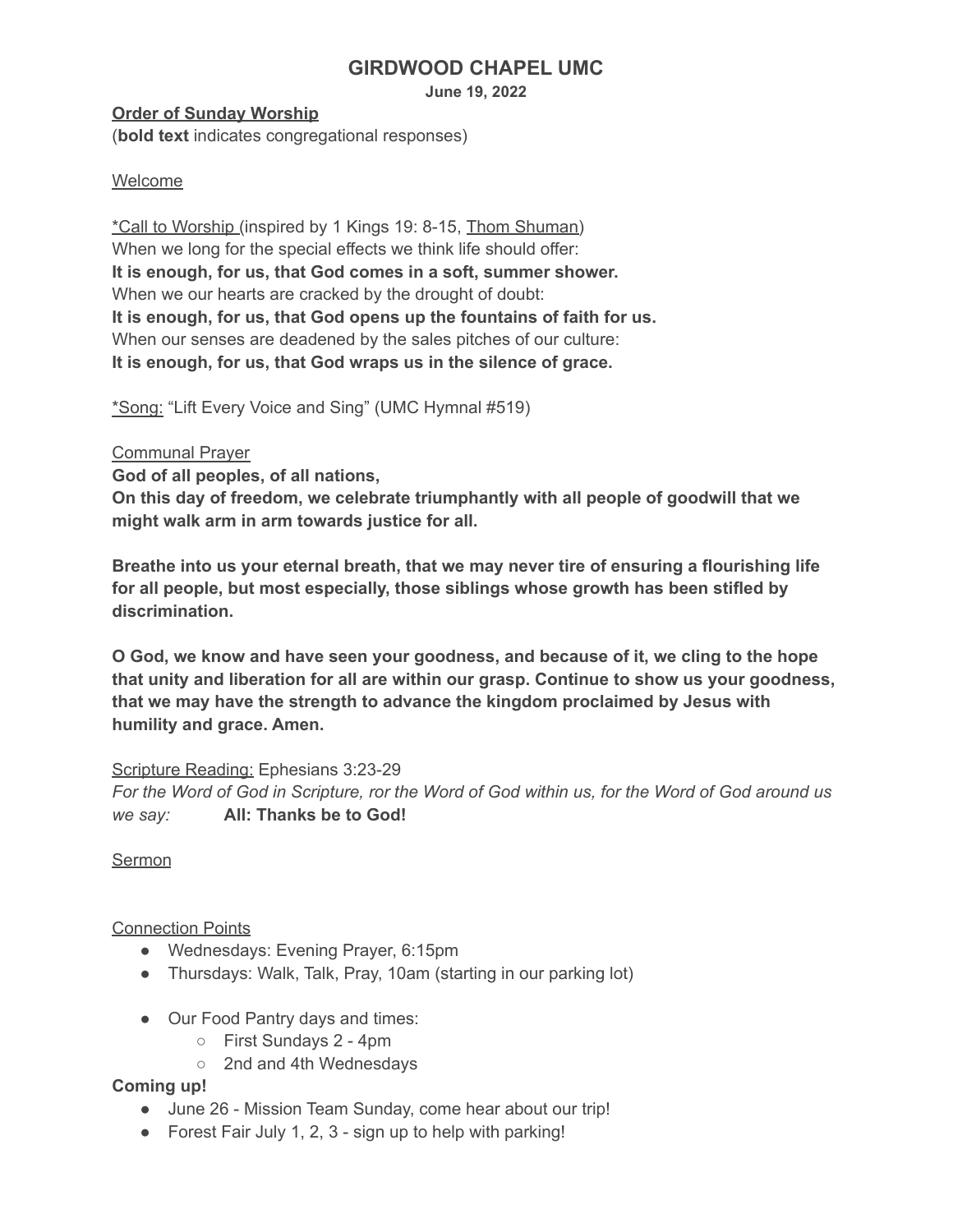# GIRDWOOD CHAPEL UMC

**June 19, 2022**

__**Order of Sunday Worship**__

(**bold text** indicates congregational responses)

Welcome

*Call to Worship (inspired by 1 Kings 19: 8-15, Thom Shuman)

When we long for the special effects we think life should offer:

**It is enough, for us, that God comes in a soft, summer shower.**

When we our hearts are cracked by the drought of doubt:

**It is enough, for us, that God opens up the fountains of faith for us.**

When our senses are deadened by the sales pitches of our culture:

**It is enough, for us, that God wraps us in the silence of grace.**

*Song: "Lift Every Voice and Sing" (UMC Hymnal #519)

Communal Prayer

**God of all peoples, of all nations,**

**On this day of freedom, we celebrate triumphantly with all people of goodwill that we might walk arm in arm towards justice for all.**

**Breathe into us your eternal breath, that we may never tire of ensuring a flourishing life for all people, but most especially, those siblings whose growth has been stifled by discrimination.**

**O God, we know and have seen your goodness, and because of it, we cling to the hope that unity and liberation for all are within our grasp. Continue to show us your goodness, that we may have the strength to advance the kingdom proclaimed by Jesus with humility and grace. Amen.**

Scripture Reading: Ephesians 3:23-29

*For the Word of God in Scripture, ror the Word of God within us, for the Word of God around us we say:* **All: Thanks be to God!**

Sermon

Connection Points

- Wednesdays: Evening Prayer, 6:15pm
- Thursdays: Walk, Talk, Pray, 10am (starting in our parking lot)

- Our Food Pantry days and times:
  - First Sundays 2 - 4pm
  - 2nd and 4th Wednesdays

**Coming up!**

- June 26 - Mission Team Sunday, come hear about our trip!
- Forest Fair July 1, 2, 3 - sign up to help with parking!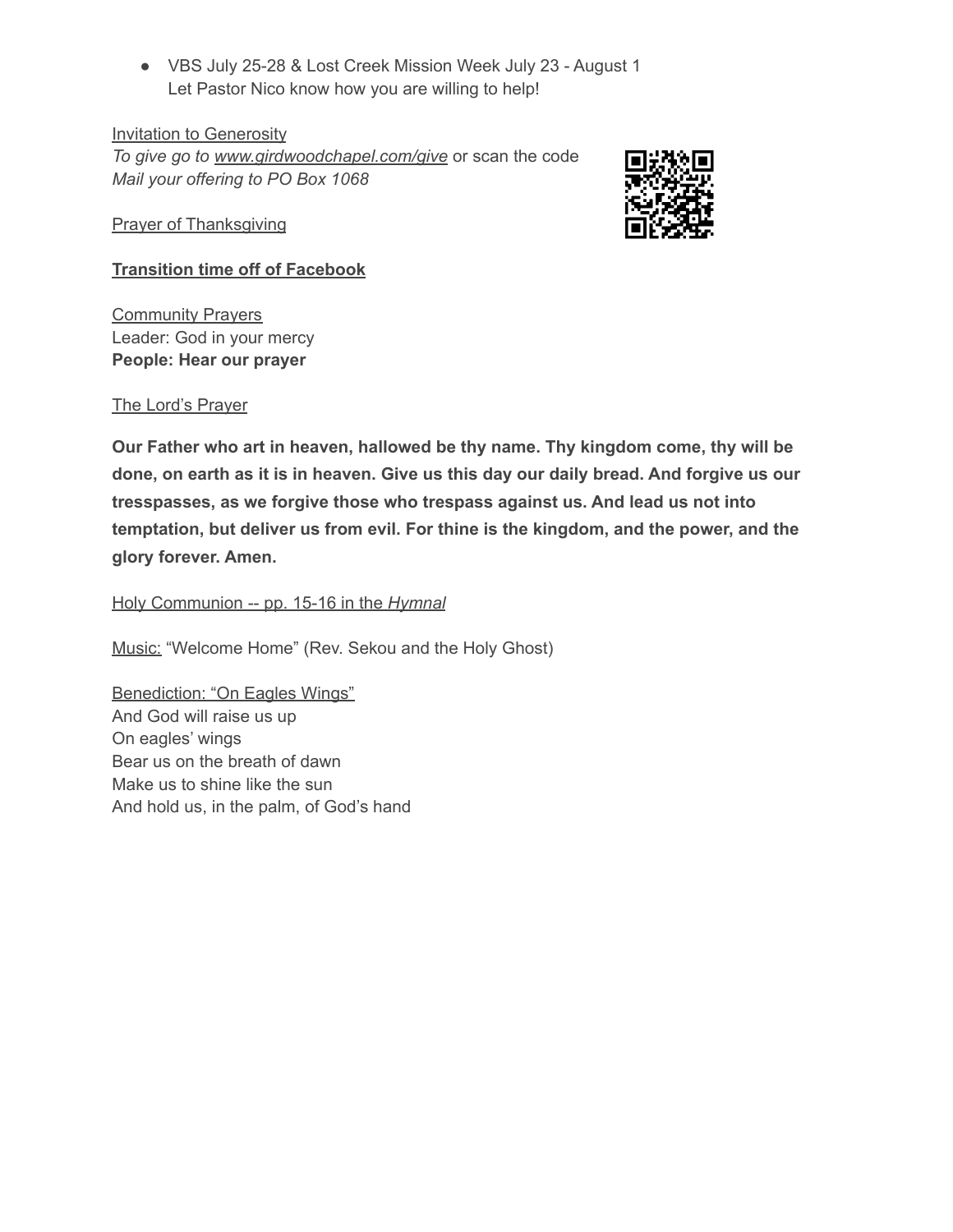- VBS July 25-28 & Lost Creek Mission Week July 23 - August 1
  Let Pastor Nico know how you are willing to help!

Invitation to Generosity
*To give go to www.girdwoodchapel.com/give* or scan the code
*Mail your offering to PO Box 1068*

Prayer of Thanksgiving

**Transition time off of Facebook**

Community Prayers
Leader: God in your mercy
**People: Hear our prayer**

The Lord's Prayer

**Our Father who art in heaven, hallowed be thy name. Thy kingdom come, thy will be done, on earth as it is in heaven. Give us this day our daily bread. And forgive us our tresspasses, as we forgive those who trespass against us. And lead us not into temptation, but deliver us from evil. For thine is the kingdom, and the power, and the glory forever. Amen.**

Holy Communion -- pp. 15-16 in the *Hymnal*

Music: "Welcome Home" (Rev. Sekou and the Holy Ghost)

Benediction: "On Eagles Wings"
And God will raise us up
On eagles' wings
Bear us on the breath of dawn
Make us to shine like the sun
And hold us, in the palm, of God's hand